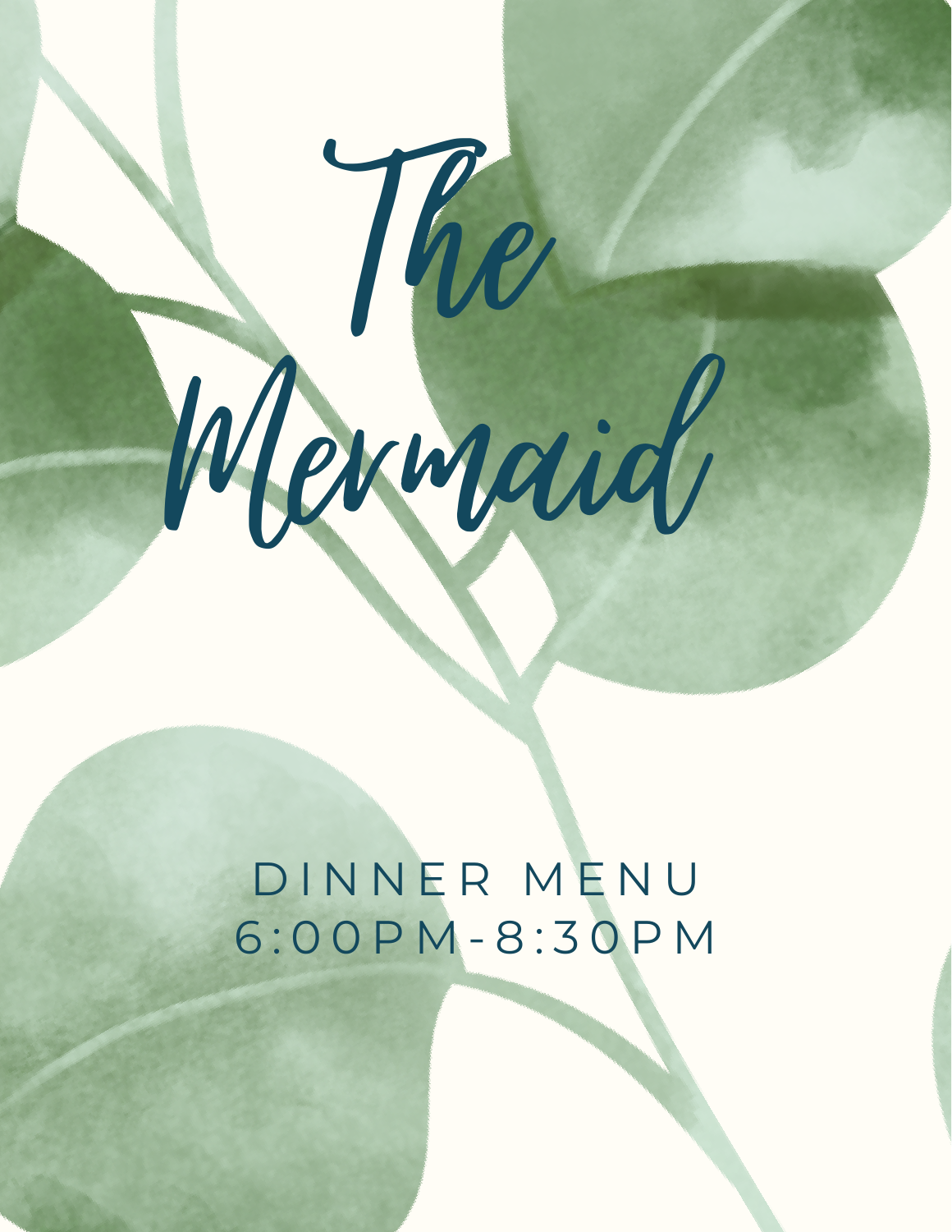# The Mermaid

DINNER MENU
6:00PM-8:30PM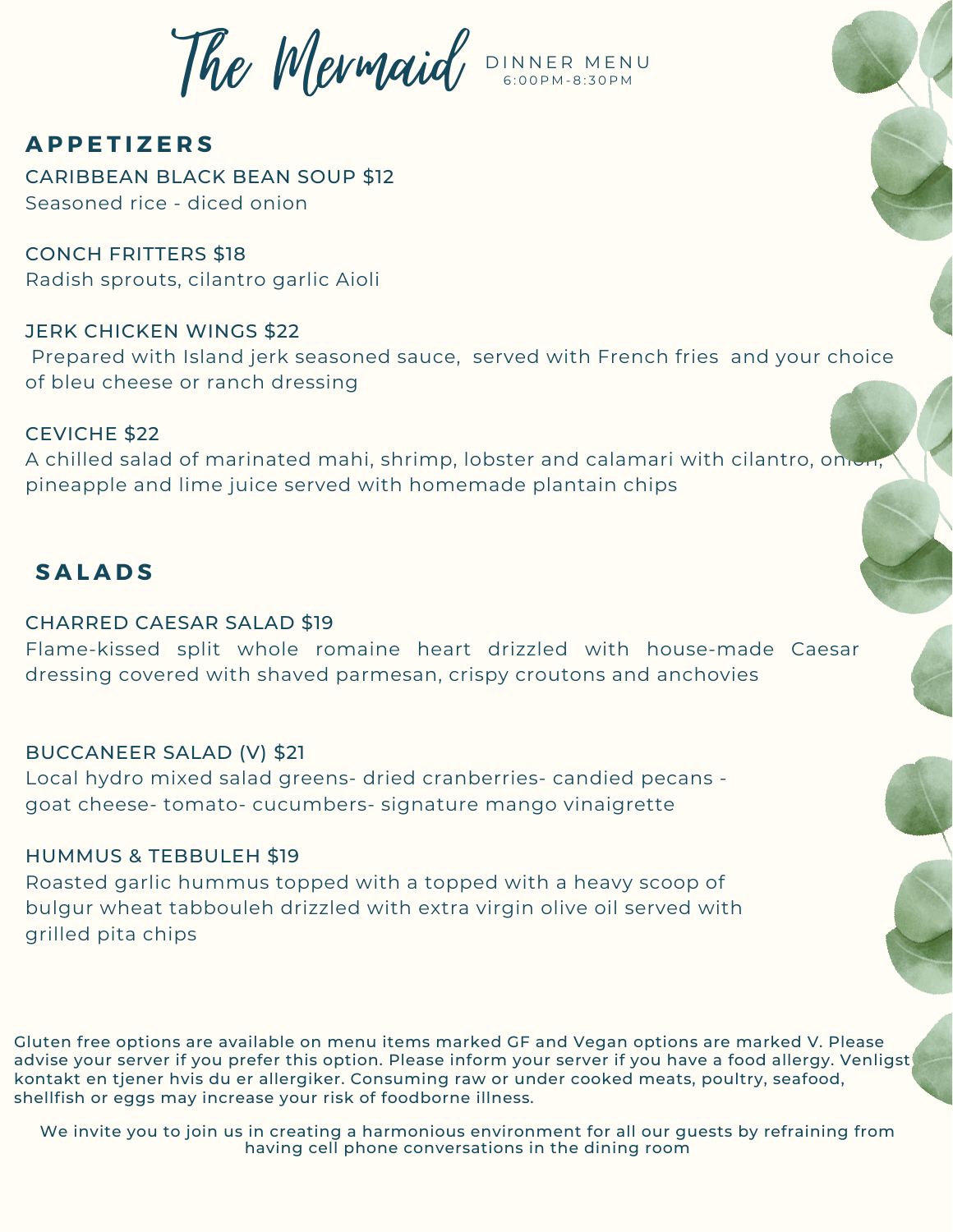# The Mermaid

DINNER MENU
6:00PM-8:30PM

## APPETIZERS

CARIBBEAN BLACK BEAN SOUP $12
Seasoned rice - diced onion

CONCH FRITTERS $18
Radish sprouts, cilantro garlic Aioli

JERK CHICKEN WINGS $22
Prepared with Island jerk seasoned sauce, served with French fries and your choice of bleu cheese or ranch dressing

CEVICHE $22
A chilled salad of marinated mahi, shrimp, lobster and calamari with cilantro, onion, pineapple and lime juice served with homemade plantain chips

## SALADS

CHARRED CAESAR SALAD $19
Flame-kissed split whole romaine heart drizzled with house-made Caesar dressing covered with shaved parmesan, crispy croutons and anchovies

BUCCANEER SALAD (V) $21
Local hydro mixed salad greens- dried cranberries- candied pecans - goat cheese- tomato- cucumbers- signature mango vinaigrette

HUMMUS & TEBBULEH $19
Roasted garlic hummus topped with a topped with a heavy scoop of bulgur wheat tabbouleh drizzled with extra virgin olive oil served with grilled pita chips

Gluten free options are available on menu items marked GF and Vegan options are marked V. Please advise your server if you prefer this option. Please inform your server if you have a food allergy. Venligst kontakt en tjener hvis du er allergiker. Consuming raw or under cooked meats, poultry, seafood, shellfish or eggs may increase your risk of foodborne illness.

We invite you to join us in creating a harmonious environment for all our guests by refraining from having cell phone conversations in the dining room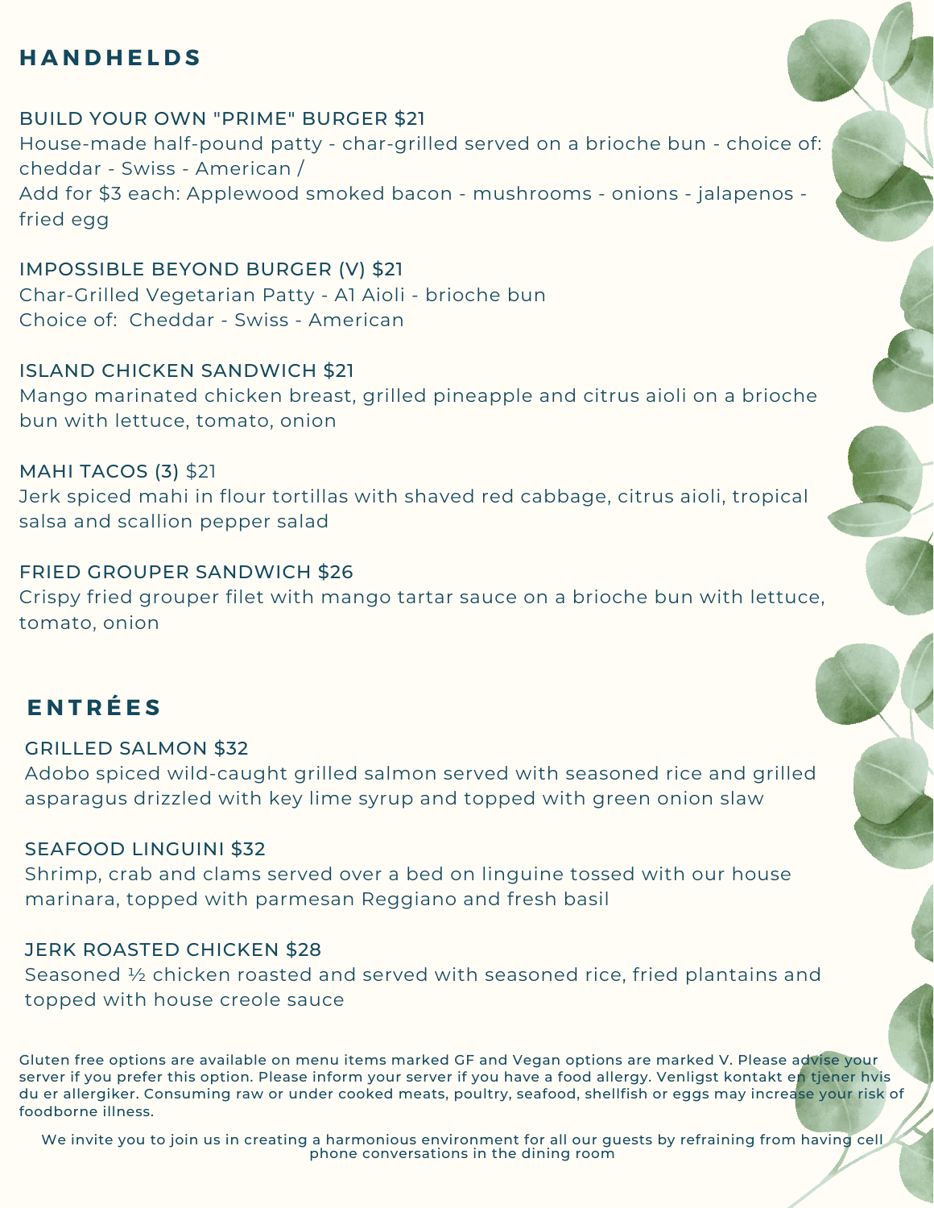## HANDHELDS

### BUILD YOUR OWN "PRIME" BURGER $21

House-made half-pound patty - char-grilled served on a brioche bun - choice of: cheddar - Swiss - American /
Add for $3 each: Applewood smoked bacon - mushrooms - onions - jalapenos - fried egg

### IMPOSSIBLE BEYOND BURGER (V) $21

Char-Grilled Vegetarian Patty - A1 Aioli - brioche bun
Choice of: Cheddar - Swiss - American

### ISLAND CHICKEN SANDWICH $21

Mango marinated chicken breast, grilled pineapple and citrus aioli on a brioche bun with lettuce, tomato, onion

### MAHI TACOS (3) $21

Jerk spiced mahi in flour tortillas with shaved red cabbage, citrus aioli, tropical salsa and scallion pepper salad

### FRIED GROUPER SANDWICH $26

Crispy fried grouper filet with mango tartar sauce on a brioche bun with lettuce, tomato, onion

## ENTRÉES

### GRILLED SALMON $32

Adobo spiced wild-caught grilled salmon served with seasoned rice and grilled asparagus drizzled with key lime syrup and topped with green onion slaw

### SEAFOOD LINGUINI $32

Shrimp, crab and clams served over a bed on linguine tossed with our house marinara, topped with parmesan Reggiano and fresh basil

### JERK ROASTED CHICKEN $28

Seasoned ½ chicken roasted and served with seasoned rice, fried plantains and topped with house creole sauce

Gluten free options are available on menu items marked GF and Vegan options are marked V. Please advise your server if you prefer this option. Please inform your server if you have a food allergy. Venligst kontakt en tjener hvis du er allergiker. Consuming raw or under cooked meats, poultry, seafood, shellfish or eggs may increase your risk of foodborne illness.

We invite you to join us in creating a harmonious environment for all our guests by refraining from having cell phone conversations in the dining room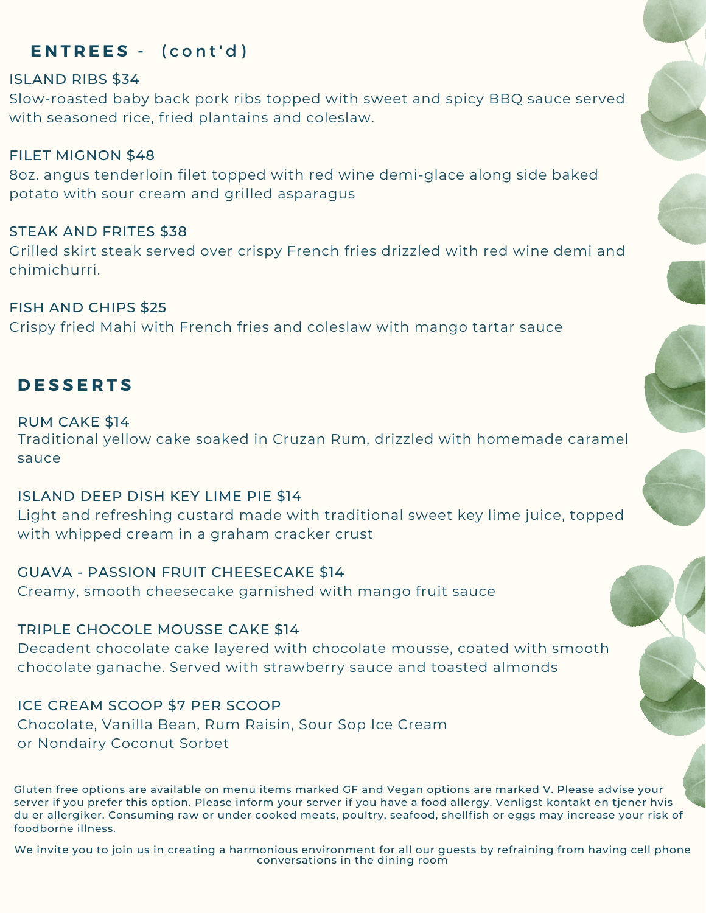## ENTREES - (cont'd)

ISLAND RIBS $34
Slow-roasted baby back pork ribs topped with sweet and spicy BBQ sauce served with seasoned rice, fried plantains and coleslaw.

FILET MIGNON $48
8oz. angus tenderloin filet topped with red wine demi-glace along side baked potato with sour cream and grilled asparagus

STEAK AND FRITES $38
Grilled skirt steak served over crispy French fries drizzled with red wine demi and chimichurri.

FISH AND CHIPS $25
Crispy fried Mahi with French fries and coleslaw with mango tartar sauce

## DESSERTS

RUM CAKE $14
Traditional yellow cake soaked in Cruzan Rum, drizzled with homemade caramel sauce

ISLAND DEEP DISH KEY LIME PIE $14
Light and refreshing custard made with traditional sweet key lime juice, topped with whipped cream in a graham cracker crust

GUAVA - PASSION FRUIT CHEESECAKE $14
Creamy, smooth cheesecake garnished with mango fruit sauce

TRIPLE CHOCOLE MOUSSE CAKE $14
Decadent chocolate cake layered with chocolate mousse, coated with smooth chocolate ganache. Served with strawberry sauce and toasted almonds

ICE CREAM SCOOP $7 PER SCOOP
Chocolate, Vanilla Bean, Rum Raisin, Sour Sop Ice Cream
or Nondairy Coconut Sorbet

Gluten free options are available on menu items marked GF and Vegan options are marked V. Please advise your server if you prefer this option. Please inform your server if you have a food allergy. Venligst kontakt en tjener hvis du er allergiker. Consuming raw or under cooked meats, poultry, seafood, shellfish or eggs may increase your risk of foodborne illness.

We invite you to join us in creating a harmonious environment for all our guests by refraining from having cell phone conversations in the dining room